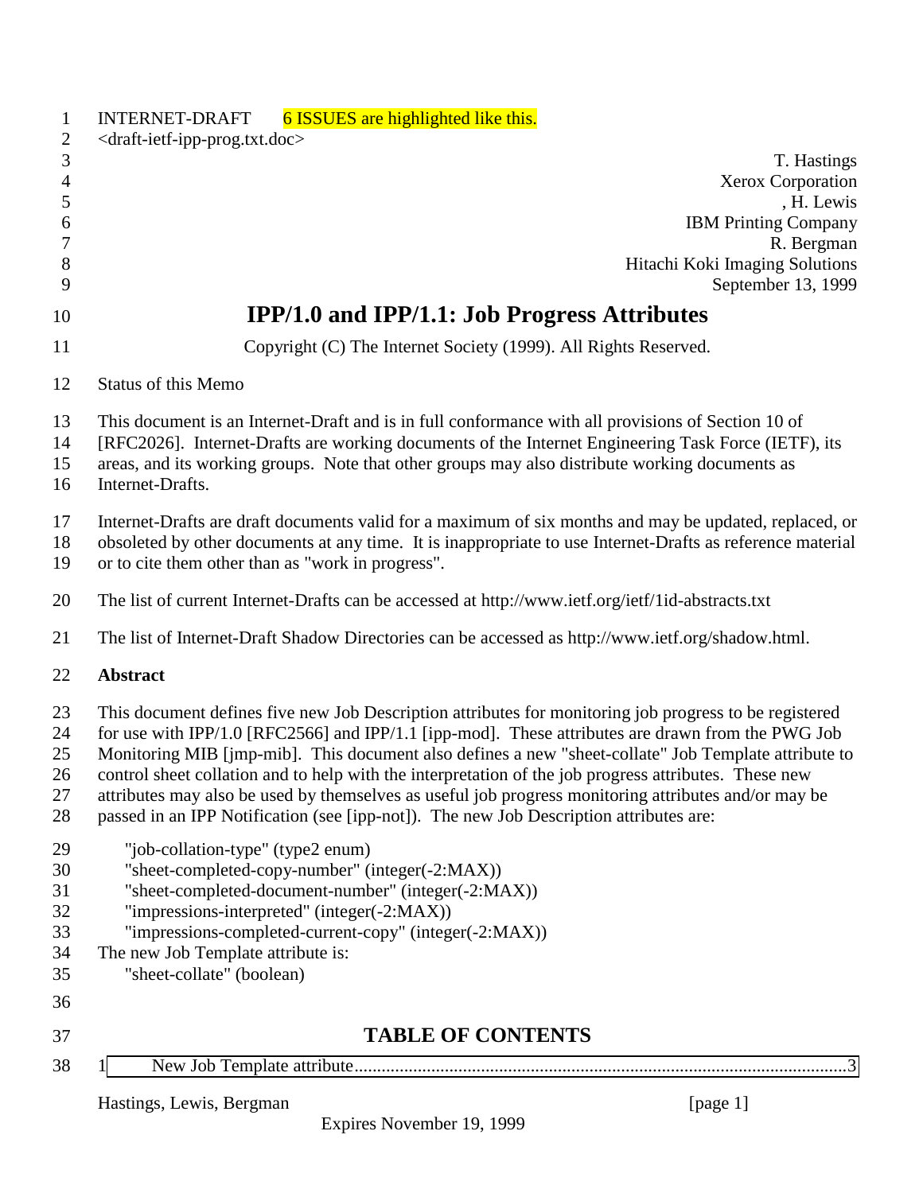INTERNET-DRAFT 6 ISSUES are highlighted like this.
<draft-ietf-ipp-prog.txt.doc>

T. Hastings
Xerox Corporation
, H. Lewis
IBM Printing Company
R. Bergman
Hitachi Koki Imaging Solutions
September 13, 1999

# IPP/1.0 and IPP/1.1: Job Progress Attributes

Copyright (C) The Internet Society (1999). All Rights Reserved.

Status of this Memo

This document is an Internet-Draft and is in full conformance with all provisions of Section 10 of [RFC2026]. Internet-Drafts are working documents of the Internet Engineering Task Force (IETF), its areas, and its working groups. Note that other groups may also distribute working documents as Internet-Drafts.

Internet-Drafts are draft documents valid for a maximum of six months and may be updated, replaced, or obsoleted by other documents at any time. It is inappropriate to use Internet-Drafts as reference material or to cite them other than as "work in progress".

The list of current Internet-Drafts can be accessed at http://www.ietf.org/ietf/1id-abstracts.txt

The list of Internet-Draft Shadow Directories can be accessed as http://www.ietf.org/shadow.html.

**Abstract**

This document defines five new Job Description attributes for monitoring job progress to be registered for use with IPP/1.0 [RFC2566] and IPP/1.1 [ipp-mod]. These attributes are drawn from the PWG Job Monitoring MIB [jmp-mib]. This document also defines a new "sheet-collate" Job Template attribute to control sheet collation and to help with the interpretation of the job progress attributes. These new attributes may also be used by themselves as useful job progress monitoring attributes and/or may be passed in an IPP Notification (see [ipp-not]). The new Job Description attributes are:

"job-collation-type" (type2 enum)
"sheet-completed-copy-number" (integer(-2:MAX))
"sheet-completed-document-number" (integer(-2:MAX))
"impressions-interpreted" (integer(-2:MAX))
"impressions-completed-current-copy" (integer(-2:MAX))

The new Job Template attribute is:
"sheet-collate" (boolean)

## TABLE OF CONTENTS

1 New Job Template attribute....................................................................................................3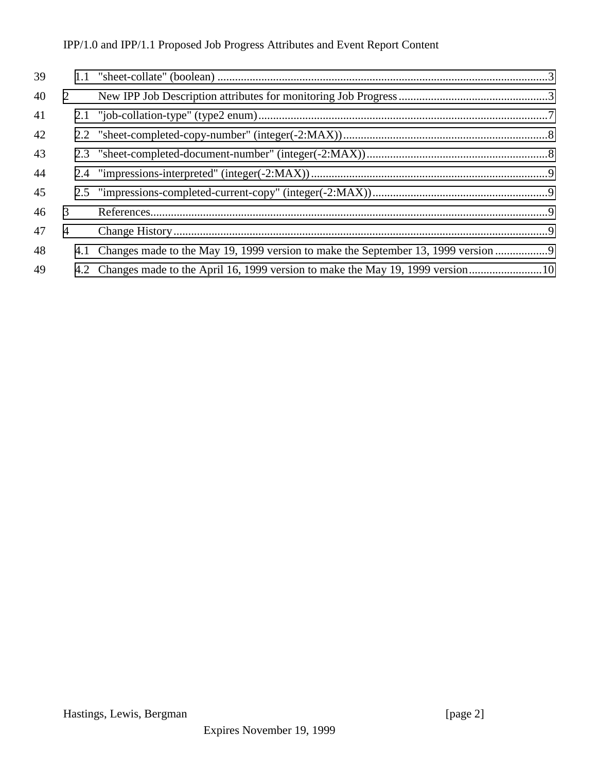1.1 "sheet-collate" (boolean) ...........................................................................................................3

2 New IPP Job Description attributes for monitoring Job Progress ...................................................3

2.1 "job-collation-type" (type2 enum) ...................................................................................................7

2.2 "sheet-completed-copy-number" (integer(-2:MAX)) ......................................................................8

2.3 "sheet-completed-document-number" (integer(-2:MAX)) ..............................................................8

2.4 "impressions-interpreted" (integer(-2:MAX)) .................................................................................9

2.5 "impressions-completed-current-copy" (integer(-2:MAX)) ............................................................9

3 References.........................................................................................................................................9

4 Change History .................................................................................................................................9

4.1 Changes made to the May 19, 1999 version to make the September 13, 1999 version ..................9

4.2 Changes made to the April 16, 1999 version to make the May 19, 1999 version.........................10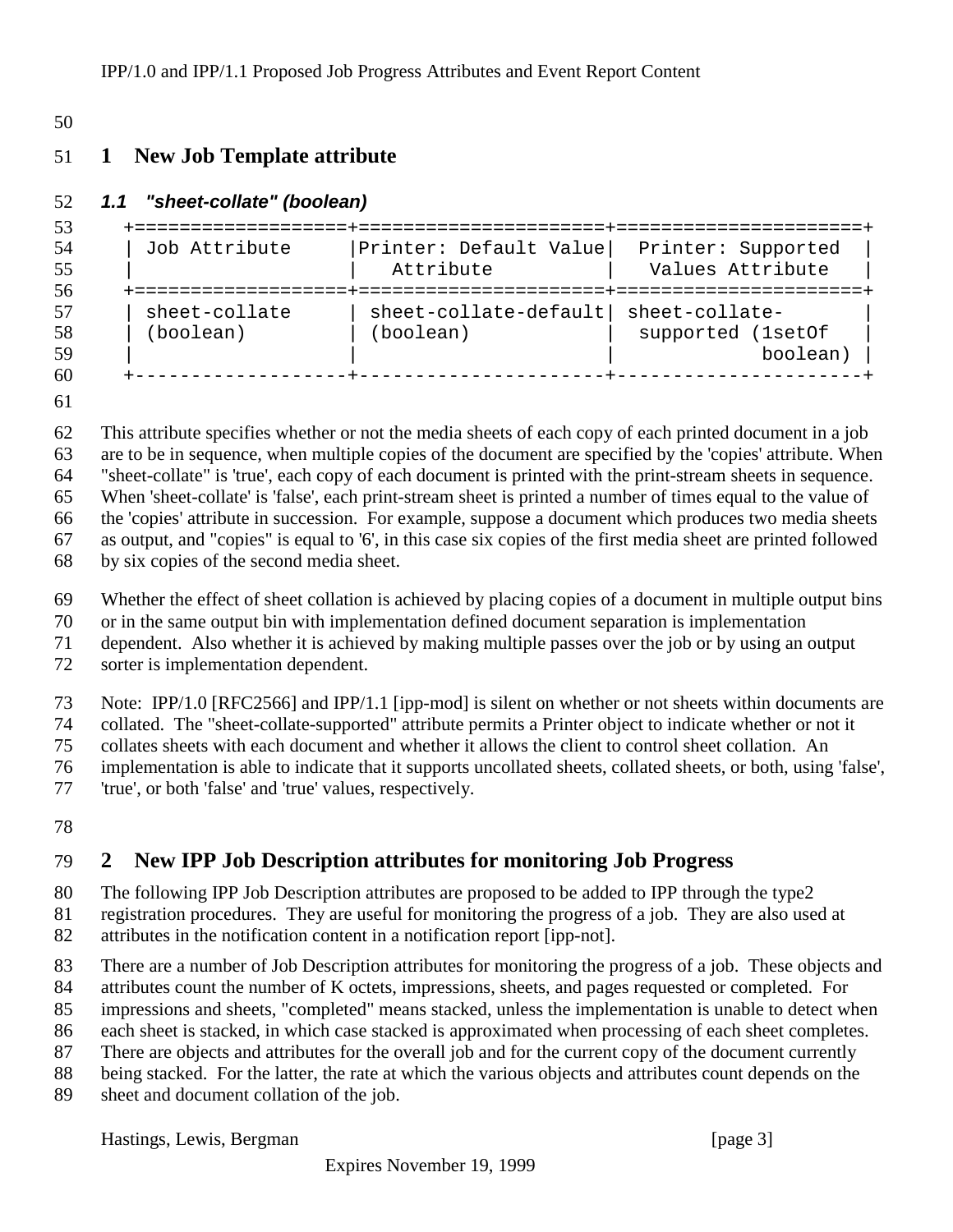# 1 New Job Template attribute

### 1.1 "sheet-collate" (boolean)

| Job Attribute | Printer: Default Value Attribute | Printer: Supported Values Attribute |
|---|---|---|
| sheet-collate (boolean) | sheet-collate-default (boolean) | sheet-collate-supported (1setOf boolean) |

This attribute specifies whether or not the media sheets of each copy of each printed document in a job are to be in sequence, when multiple copies of the document are specified by the 'copies' attribute. When "sheet-collate" is 'true', each copy of each document is printed with the print-stream sheets in sequence. When 'sheet-collate' is 'false', each print-stream sheet is printed a number of times equal to the value of the 'copies' attribute in succession. For example, suppose a document which produces two media sheets as output, and "copies" is equal to '6', in this case six copies of the first media sheet are printed followed by six copies of the second media sheet.

Whether the effect of sheet collation is achieved by placing copies of a document in multiple output bins or in the same output bin with implementation defined document separation is implementation dependent. Also whether it is achieved by making multiple passes over the job or by using an output sorter is implementation dependent.

Note: IPP/1.0 [RFC2566] and IPP/1.1 [ipp-mod] is silent on whether or not sheets within documents are collated. The "sheet-collate-supported" attribute permits a Printer object to indicate whether or not it collates sheets with each document and whether it allows the client to control sheet collation. An implementation is able to indicate that it supports uncollated sheets, collated sheets, or both, using 'false', 'true', or both 'false' and 'true' values, respectively.

# 2 New IPP Job Description attributes for monitoring Job Progress

The following IPP Job Description attributes are proposed to be added to IPP through the type2 registration procedures. They are useful for monitoring the progress of a job. They are also used at attributes in the notification content in a notification report [ipp-not].

There are a number of Job Description attributes for monitoring the progress of a job. These objects and attributes count the number of K octets, impressions, sheets, and pages requested or completed. For impressions and sheets, "completed" means stacked, unless the implementation is unable to detect when each sheet is stacked, in which case stacked is approximated when processing of each sheet completes. There are objects and attributes for the overall job and for the current copy of the document currently being stacked. For the latter, the rate at which the various objects and attributes count depends on the sheet and document collation of the job.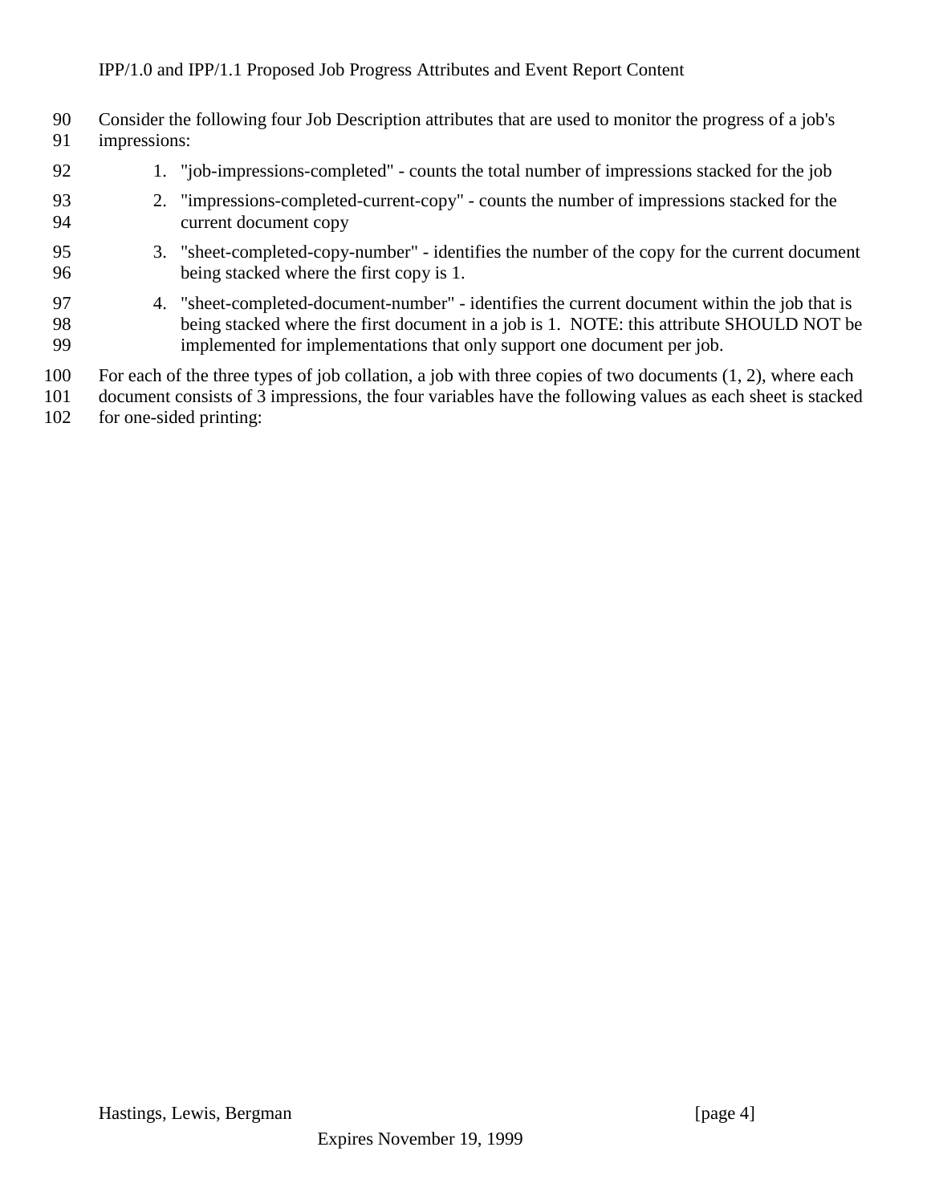Consider the following four Job Description attributes that are used to monitor the progress of a job's impressions:

1. "job-impressions-completed" - counts the total number of impressions stacked for the job
2. "impressions-completed-current-copy" - counts the number of impressions stacked for the current document copy
3. "sheet-completed-copy-number" - identifies the number of the copy for the current document being stacked where the first copy is 1.
4. "sheet-completed-document-number" - identifies the current document within the job that is being stacked where the first document in a job is 1. NOTE: this attribute SHOULD NOT be implemented for implementations that only support one document per job.

For each of the three types of job collation, a job with three copies of two documents (1, 2), where each document consists of 3 impressions, the four variables have the following values as each sheet is stacked for one-sided printing: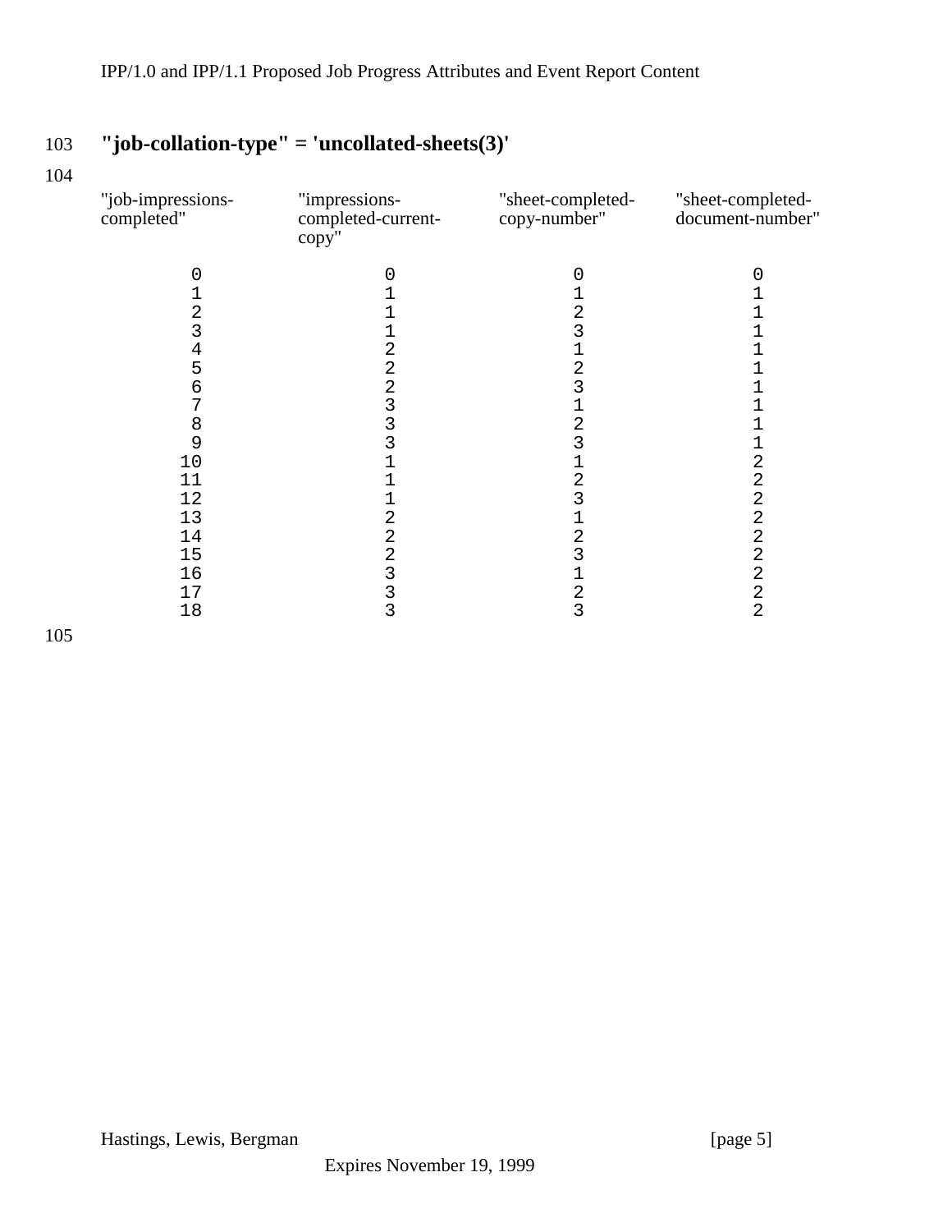### "job-collation-type" = 'uncollated-sheets(3)'

| "job-impressions-completed" | "impressions-completed-current-copy" | "sheet-completed-copy-number" | "sheet-completed-document-number" |
|---|---|---|---|
| 0 | 0 | 0 | 0 |
| 1 | 1 | 1 | 1 |
| 2 | 1 | 2 | 1 |
| 3 | 1 | 3 | 1 |
| 4 | 2 | 1 | 1 |
| 5 | 2 | 2 | 1 |
| 6 | 2 | 3 | 1 |
| 7 | 3 | 1 | 1 |
| 8 | 3 | 2 | 1 |
| 9 | 3 | 3 | 1 |
| 10 | 1 | 1 | 2 |
| 11 | 1 | 2 | 2 |
| 12 | 1 | 3 | 2 |
| 13 | 2 | 1 | 2 |
| 14 | 2 | 2 | 2 |
| 15 | 2 | 3 | 2 |
| 16 | 3 | 1 | 2 |
| 17 | 3 | 2 | 2 |
| 18 | 3 | 3 | 2 |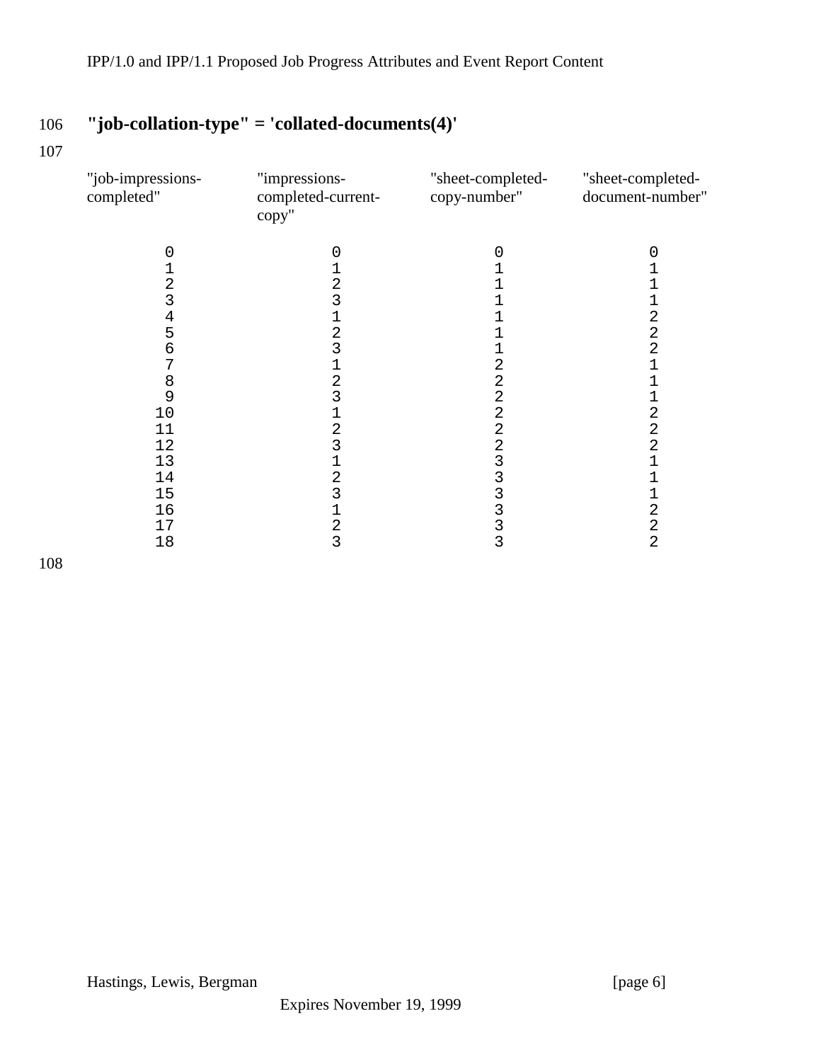**"job-collation-type" = 'collated-documents(4)'**

| "job-impressions-completed" | "impressions-completed-current-copy" | "sheet-completed-copy-number" | "sheet-completed-document-number" |
|---|---|---|---|
| 0 | 0 | 0 | 0 |
| 1 | 1 | 1 | 1 |
| 2 | 2 | 1 | 1 |
| 3 | 3 | 1 | 1 |
| 4 | 1 | 1 | 2 |
| 5 | 2 | 1 | 2 |
| 6 | 3 | 1 | 2 |
| 7 | 1 | 2 | 1 |
| 8 | 2 | 2 | 1 |
| 9 | 3 | 2 | 1 |
| 10 | 1 | 2 | 2 |
| 11 | 2 | 2 | 2 |
| 12 | 3 | 2 | 2 |
| 13 | 1 | 3 | 1 |
| 14 | 2 | 3 | 1 |
| 15 | 3 | 3 | 1 |
| 16 | 1 | 3 | 2 |
| 17 | 2 | 3 | 2 |
| 18 | 3 | 3 | 2 |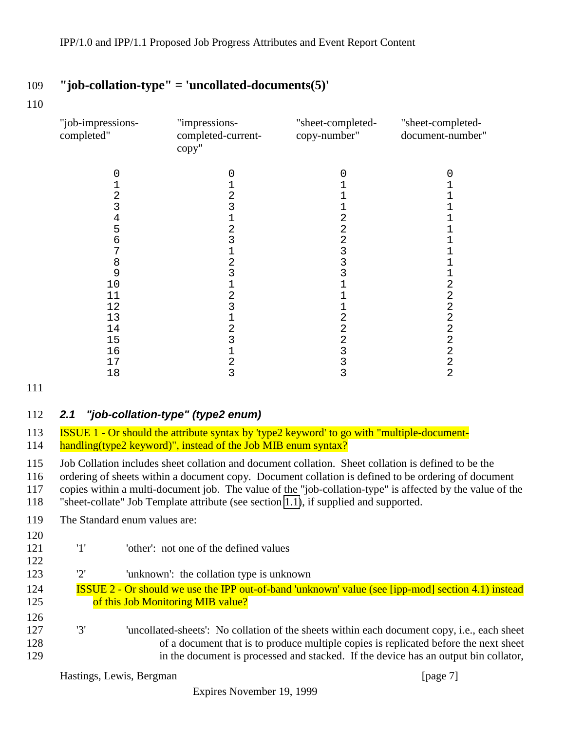**"job-collation-type" = 'uncollated-documents(5)'**

| "job-impressions-completed" | "impressions-completed-current-copy" | "sheet-completed-copy-number" | "sheet-completed-document-number" |
|---|---|---|---|
| 0 | 0 | 0 | 0 |
| 1 | 1 | 1 | 1 |
| 2 | 2 | 1 | 1 |
| 3 | 3 | 1 | 1 |
| 4 | 1 | 2 | 1 |
| 5 | 2 | 2 | 1 |
| 6 | 3 | 2 | 1 |
| 7 | 1 | 3 | 1 |
| 8 | 2 | 3 | 1 |
| 9 | 3 | 3 | 1 |
| 10 | 1 | 1 | 2 |
| 11 | 2 | 1 | 2 |
| 12 | 3 | 1 | 2 |
| 13 | 1 | 2 | 2 |
| 14 | 2 | 2 | 2 |
| 15 | 3 | 2 | 2 |
| 16 | 1 | 3 | 2 |
| 17 | 2 | 3 | 2 |
| 18 | 3 | 3 | 2 |

### 2.1 "job-collation-type" (type2 enum)

ISSUE 1 - Or should the attribute syntax by 'type2 keyword' to go with "multiple-document-handling(type2 keyword)", instead of the Job MIB enum syntax?

Job Collation includes sheet collation and document collation. Sheet collation is defined to be the ordering of sheets within a document copy. Document collation is defined to be ordering of document copies within a multi-document job. The value of the "job-collation-type" is affected by the value of the "sheet-collate" Job Template attribute (see section 1.1), if supplied and supported.

The Standard enum values are:

'1' 'other': not one of the defined values

'2' 'unknown': the collation type is unknown

ISSUE 2 - Or should we use the IPP out-of-band 'unknown' value (see [ipp-mod] section 4.1) instead of this Job Monitoring MIB value?

'3' 'uncollated-sheets': No collation of the sheets within each document copy, i.e., each sheet of a document that is to produce multiple copies is replicated before the next sheet in the document is processed and stacked. If the device has an output bin collator,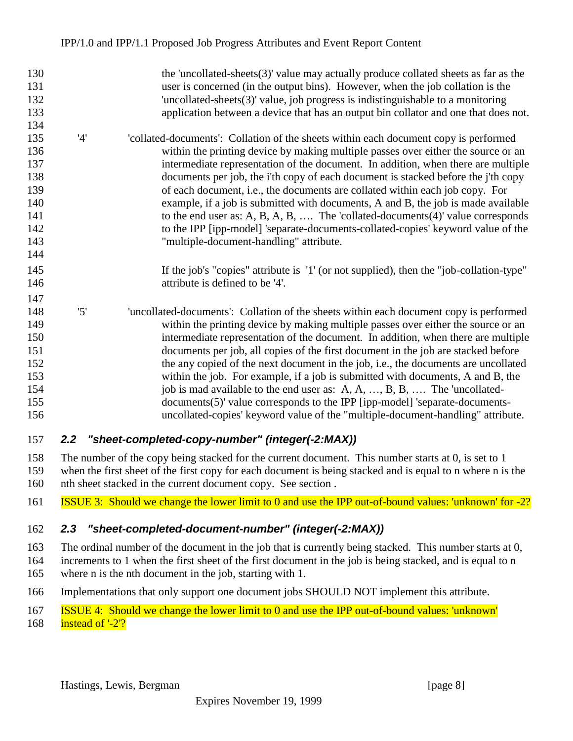the 'uncollated-sheets(3)' value may actually produce collated sheets as far as the user is concerned (in the output bins). However, when the job collation is the 'uncollated-sheets(3)' value, job progress is indistinguishable to a monitoring application between a device that has an output bin collator and one that does not.

'4' 'collated-documents': Collation of the sheets within each document copy is performed within the printing device by making multiple passes over either the source or an intermediate representation of the document. In addition, when there are multiple documents per job, the i'th copy of each document is stacked before the j'th copy of each document, i.e., the documents are collated within each job copy. For example, if a job is submitted with documents, A and B, the job is made available to the end user as: A, B, A, B, …. The 'collated-documents(4)' value corresponds to the IPP [ipp-model] 'separate-documents-collated-copies' keyword value of the "multiple-document-handling" attribute.

If the job's "copies" attribute is '1' (or not supplied), then the "job-collation-type" attribute is defined to be '4'.

'5' 'uncollated-documents': Collation of the sheets within each document copy is performed within the printing device by making multiple passes over either the source or an intermediate representation of the document. In addition, when there are multiple documents per job, all copies of the first document in the job are stacked before the any copied of the next document in the job, i.e., the documents are uncollated within the job. For example, if a job is submitted with documents, A and B, the job is mad available to the end user as: A, A, …, B, B, …. The 'uncollated-documents(5)' value corresponds to the IPP [ipp-model] 'separate-documents-uncollated-copies' keyword value of the "multiple-document-handling" attribute.

## 2.2 "sheet-completed-copy-number" (integer(-2:MAX))

The number of the copy being stacked for the current document. This number starts at 0, is set to 1 when the first sheet of the first copy for each document is being stacked and is equal to n where n is the nth sheet stacked in the current document copy. See section .

ISSUE 3: Should we change the lower limit to 0 and use the IPP out-of-bound values: 'unknown' for -2?

## 2.3 "sheet-completed-document-number" (integer(-2:MAX))

The ordinal number of the document in the job that is currently being stacked. This number starts at 0, increments to 1 when the first sheet of the first document in the job is being stacked, and is equal to n where n is the nth document in the job, starting with 1.

Implementations that only support one document jobs SHOULD NOT implement this attribute.

ISSUE 4: Should we change the lower limit to 0 and use the IPP out-of-bound values: 'unknown' instead of '-2'?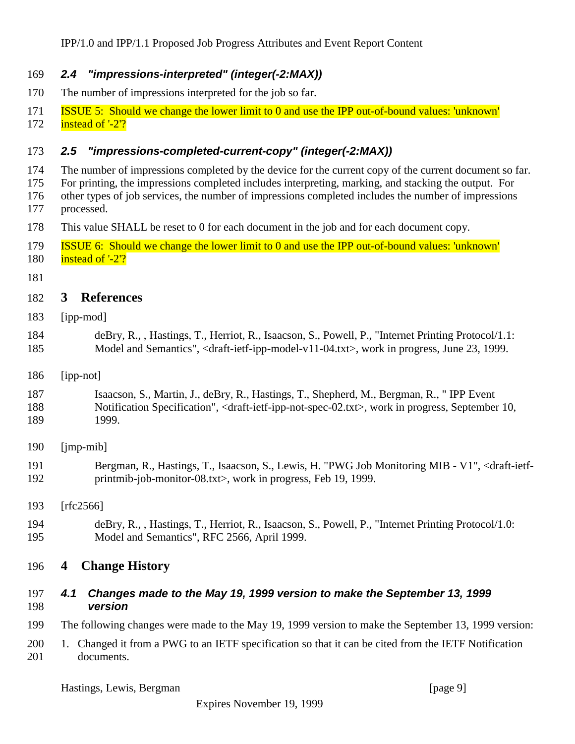### 2.4 "impressions-interpreted" (integer(-2:MAX))

The number of impressions interpreted for the job so far.

ISSUE 5: Should we change the lower limit to 0 and use the IPP out-of-bound values: 'unknown' instead of '-2'?

### 2.5 "impressions-completed-current-copy" (integer(-2:MAX))

The number of impressions completed by the device for the current copy of the current document so far. For printing, the impressions completed includes interpreting, marking, and stacking the output. For other types of job services, the number of impressions completed includes the number of impressions processed.

This value SHALL be reset to 0 for each document in the job and for each document copy.

ISSUE 6: Should we change the lower limit to 0 and use the IPP out-of-bound values: 'unknown' instead of '-2'?

# 3 References

[ipp-mod]

deBry, R., , Hastings, T., Herriot, R., Isaacson, S., Powell, P., "Internet Printing Protocol/1.1: Model and Semantics", <draft-ietf-ipp-model-v11-04.txt>, work in progress, June 23, 1999.

[ipp-not]

Isaacson, S., Martin, J., deBry, R., Hastings, T., Shepherd, M., Bergman, R., " IPP Event Notification Specification", <draft-ietf-ipp-not-spec-02.txt>, work in progress, September 10, 1999.

[jmp-mib]

Bergman, R., Hastings, T., Isaacson, S., Lewis, H. "PWG Job Monitoring MIB - V1", <draft-ietf-printmib-job-monitor-08.txt>, work in progress, Feb 19, 1999.

[rfc2566]

deBry, R., , Hastings, T., Herriot, R., Isaacson, S., Powell, P., "Internet Printing Protocol/1.0: Model and Semantics", RFC 2566, April 1999.

# 4 Change History

### 4.1 Changes made to the May 19, 1999 version to make the September 13, 1999 version

The following changes were made to the May 19, 1999 version to make the September 13, 1999 version:

1. Changed it from a PWG to an IETF specification so that it can be cited from the IETF Notification documents.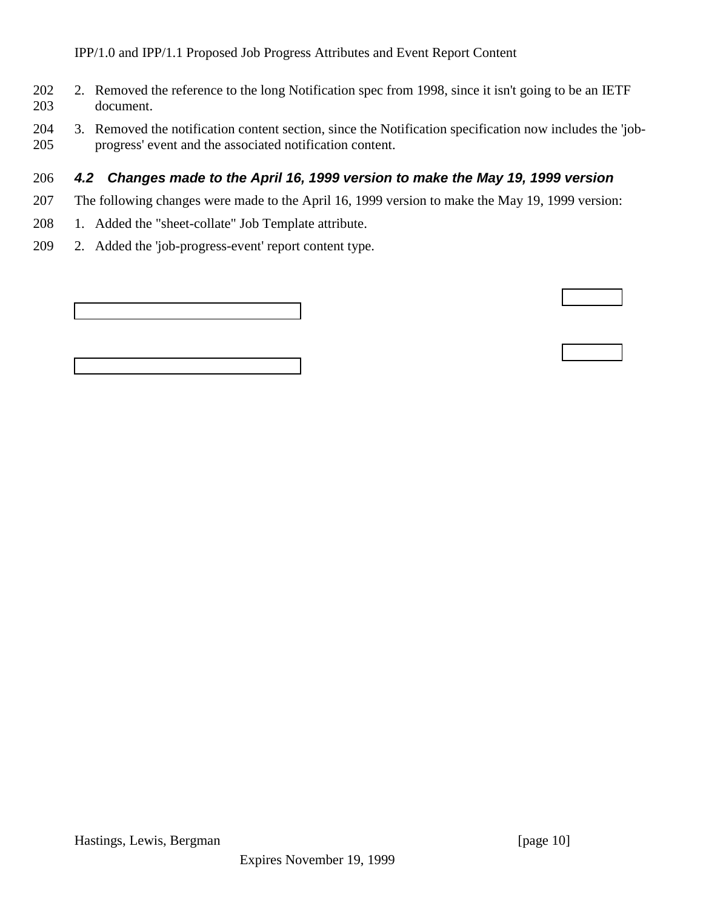2. Removed the reference to the long Notification spec from 1998, since it isn't going to be an IETF document.

3. Removed the notification content section, since the Notification specification now includes the 'job-progress' event and the associated notification content.

### *4.2 Changes made to the April 16, 1999 version to make the May 19, 1999 version*

The following changes were made to the April 16, 1999 version to make the May 19, 1999 version:

1. Added the "sheet-collate" Job Template attribute.
2. Added the 'job-progress-event' report content type.